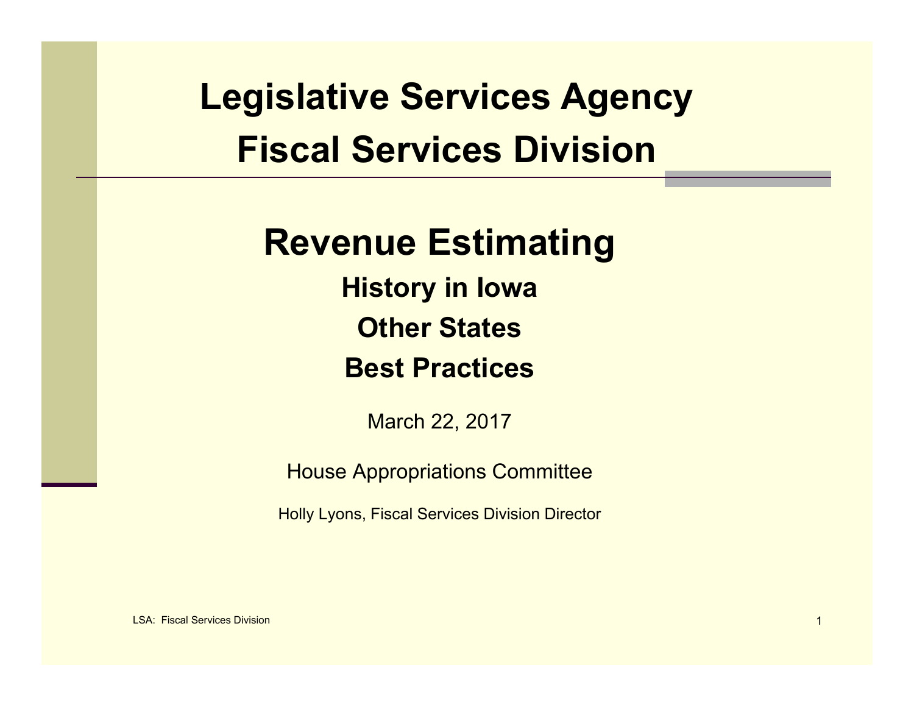# Legislative Services Agency
# Fiscal Services Division

## Revenue Estimating

### History in Iowa

### Other States

### Best Practices

March 22, 2017

House Appropriations Committee

Holly Lyons, Fiscal Services Division Director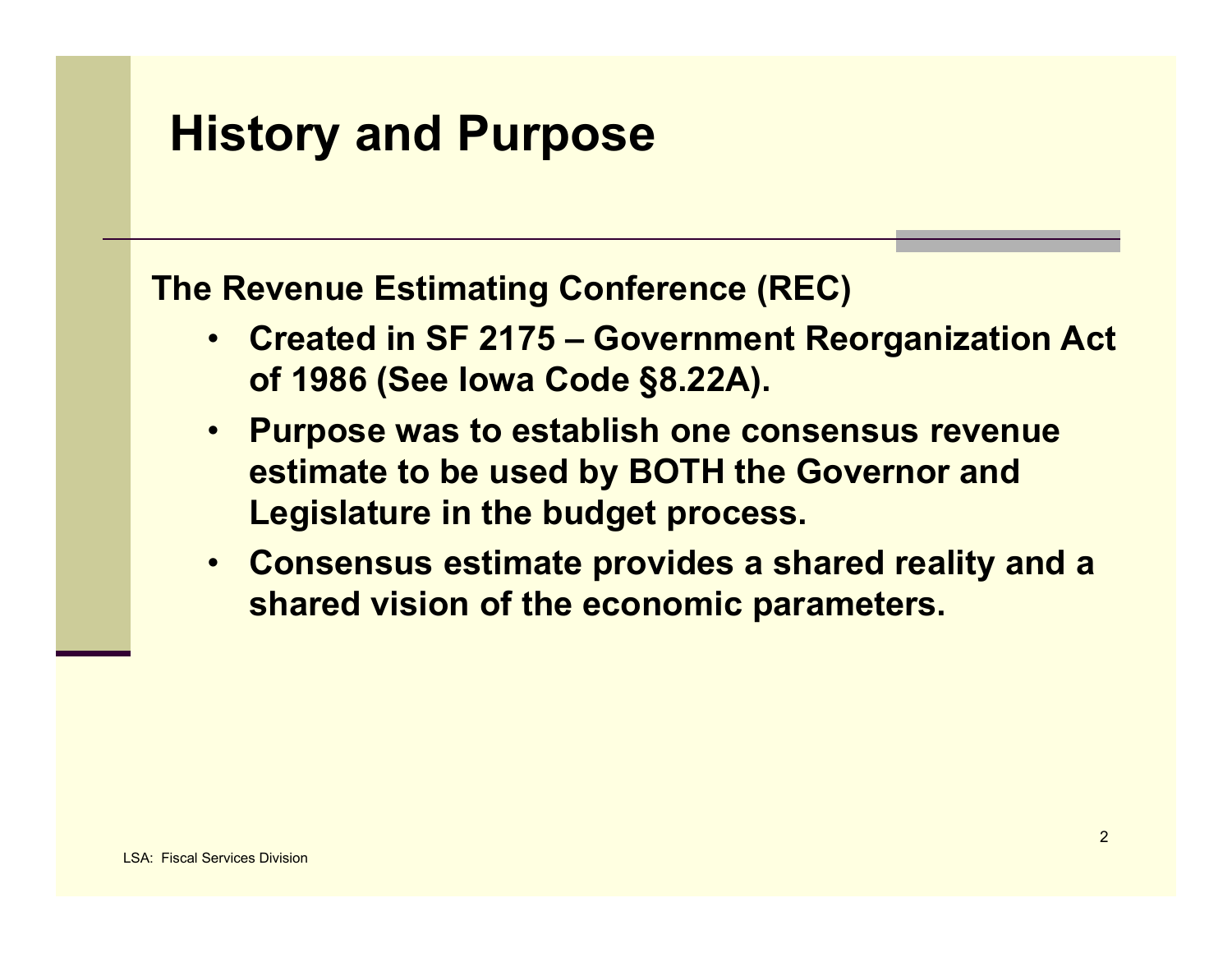# History and Purpose

**The Revenue Estimating Conference (REC)**

- **Created in SF 2175 – Government Reorganization Act of 1986 (See Iowa Code §8.22A).**
- **Purpose was to establish one consensus revenue estimate to be used by BOTH the Governor and Legislature in the budget process.**
- **Consensus estimate provides a shared reality and a shared vision of the economic parameters.**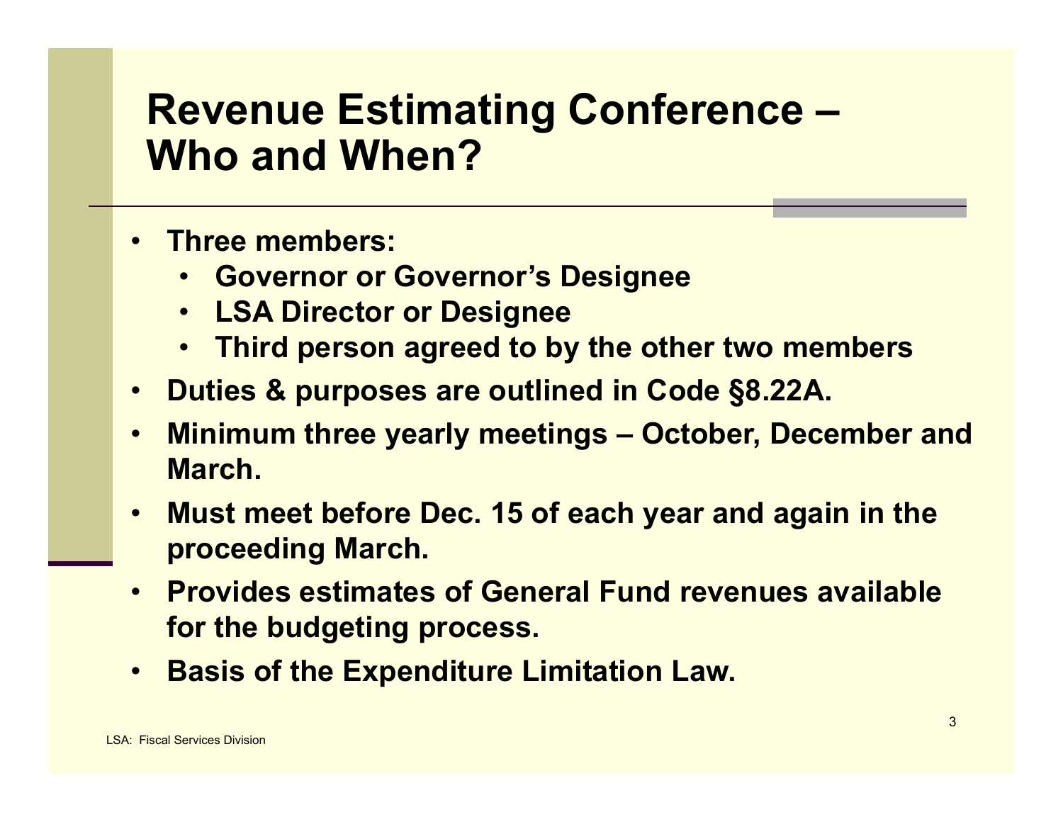# Revenue Estimating Conference – Who and When?

- Three members:
  - Governor or Governor's Designee
  - LSA Director or Designee
  - Third person agreed to by the other two members
- Duties & purposes are outlined in Code §8.22A.
- Minimum three yearly meetings – October, December and March.
- Must meet before Dec. 15 of each year and again in the proceeding March.
- Provides estimates of General Fund revenues available for the budgeting process.
- Basis of the Expenditure Limitation Law.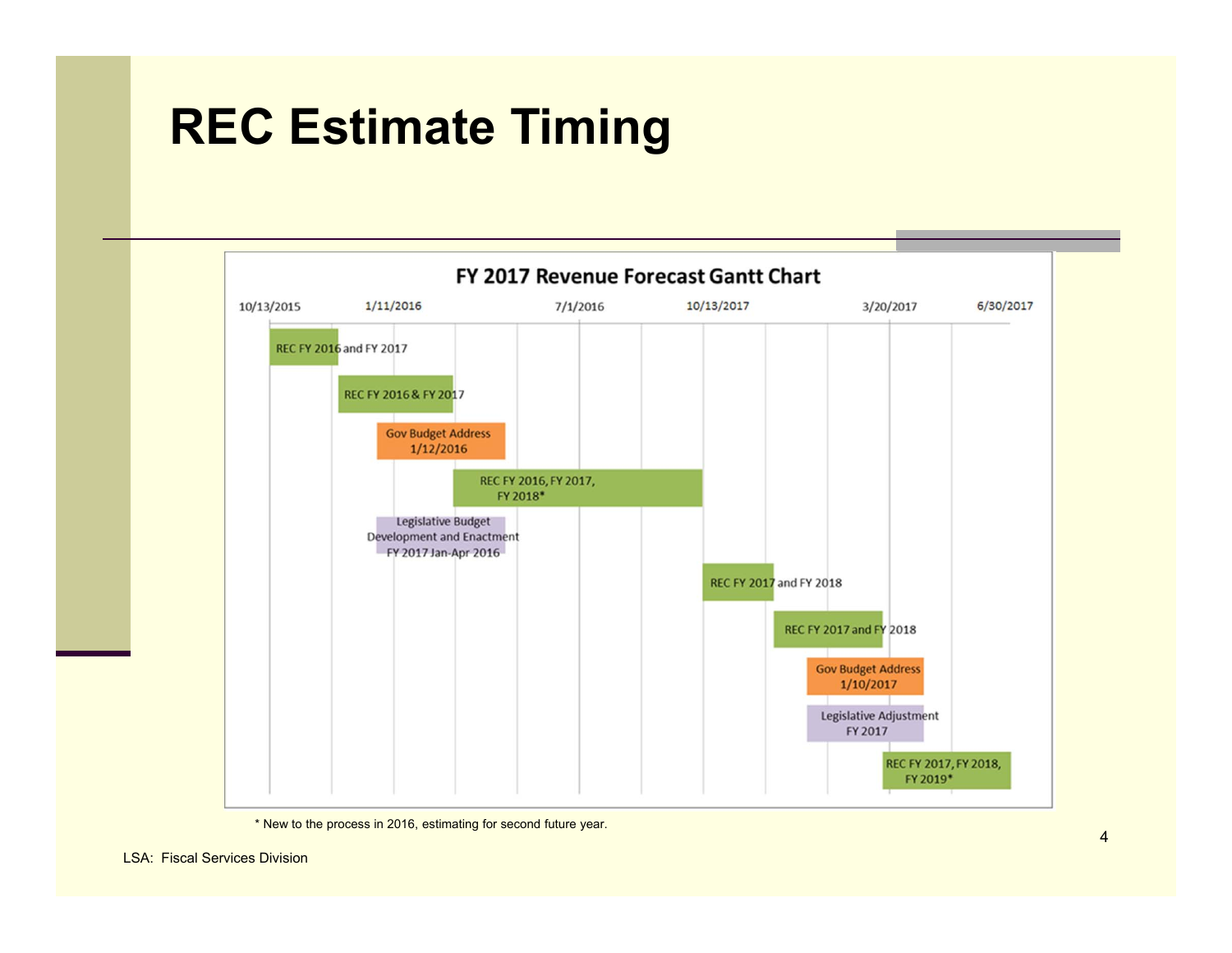# REC Estimate Timing

**FY 2017 Revenue Forecast Gantt Chart**

| 10/13/2015 | 1/11/2016 | 7/1/2016 | 10/13/2017 | 3/20/2017 | 6/30/2017 |
|---|---|---|---|---|---|

- REC FY 2016 and FY 2017
- REC FY 2016 & FY 2017
- Gov Budget Address 1/12/2016
- REC FY 2016, FY 2017, FY 2018*
- Legislative Budget Development and Enactment FY 2017 Jan-Apr 2016
- REC FY 2017 and FY 2018
- REC FY 2017 and FY 2018
- Gov Budget Address 1/10/2017
- Legislative Adjustment FY 2017
- REC FY 2017, FY 2018, FY 2019*

* New to the process in 2016, estimating for second future year.

LSA: Fiscal Services Division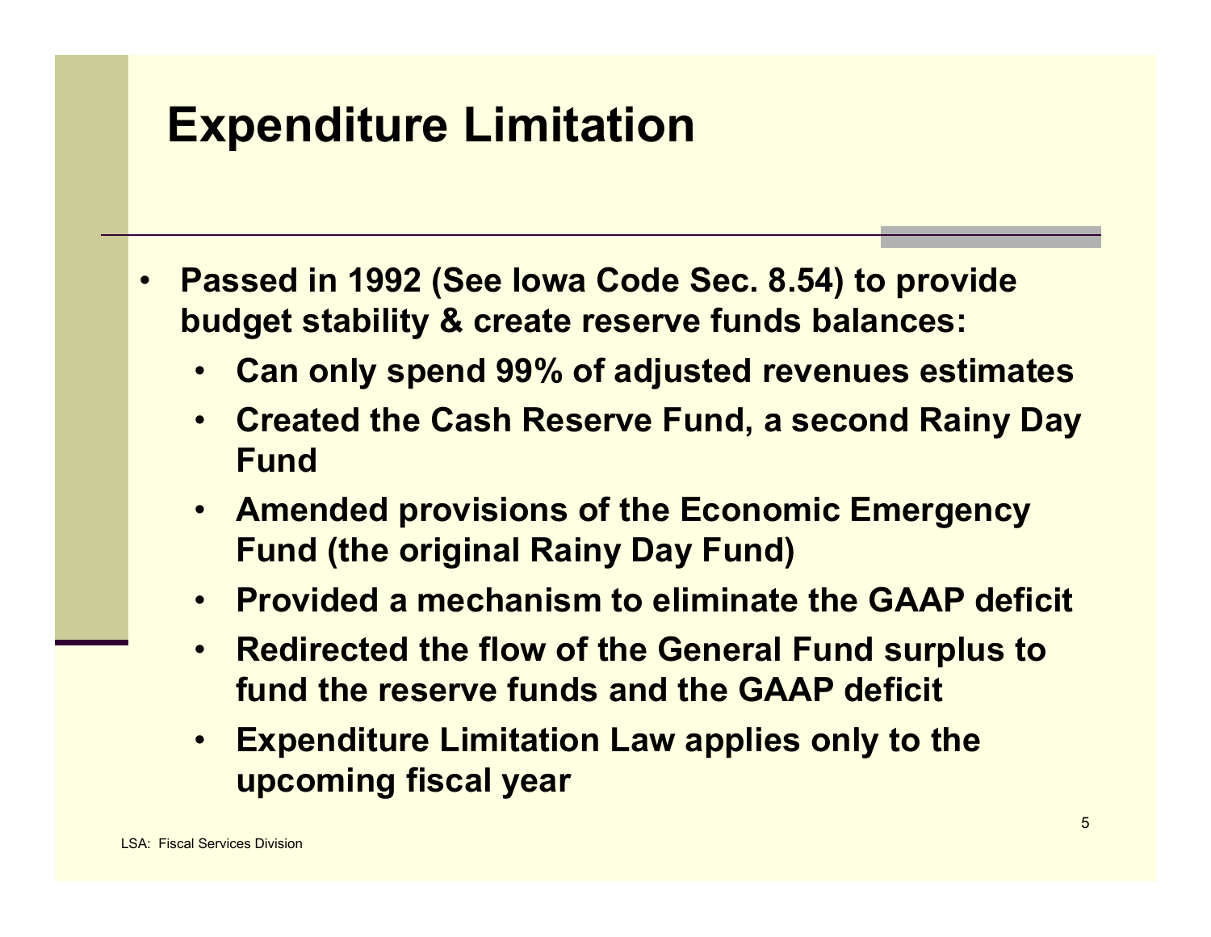# Expenditure Limitation

- **Passed in 1992 (See Iowa Code Sec. 8.54) to provide budget stability & create reserve funds balances:**
  - **Can only spend 99% of adjusted revenues estimates**
  - **Created the Cash Reserve Fund, a second Rainy Day Fund**
  - **Amended provisions of the Economic Emergency Fund (the original Rainy Day Fund)**
  - **Provided a mechanism to eliminate the GAAP deficit**
  - **Redirected the flow of the General Fund surplus to fund the reserve funds and the GAAP deficit**
  - **Expenditure Limitation Law applies only to the upcoming fiscal year**

LSA: Fiscal Services Division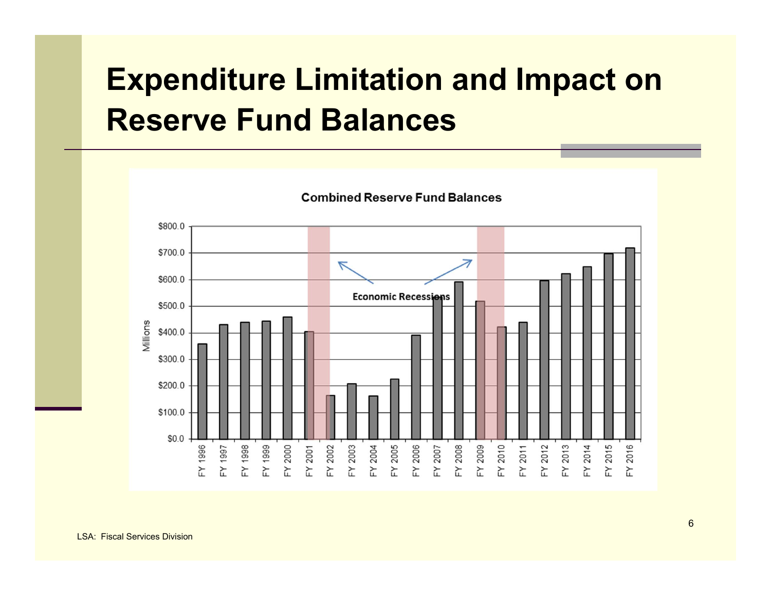# Expenditure Limitation and Impact on Reserve Fund Balances

**Combined Reserve Fund Balances**

Economic Recessions

Millions

$800.0
$700.0
$600.0
$500.0
$400.0
$300.0
$200.0
$100.0
$0.0

FY 1996 FY 1997 FY 1998 FY 1999 FY 2000 FY 2001 FY 2002 FY 2003 FY 2004 FY 2005 FY 2006 FY 2007 FY 2008 FY 2009 FY 2010 FY 2011 FY 2012 FY 2013 FY 2014 FY 2015 FY 2016

LSA: Fiscal Services Division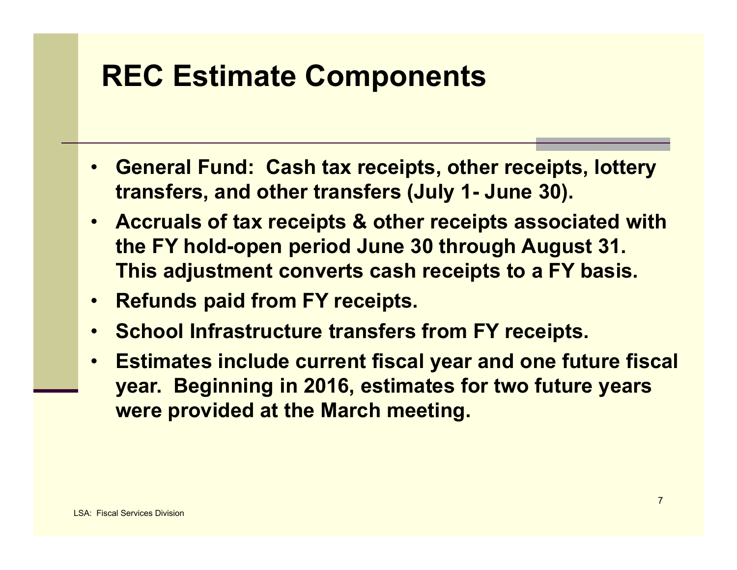# REC Estimate Components

- **General Fund: Cash tax receipts, other receipts, lottery transfers, and other transfers (July 1- June 30).**
- **Accruals of tax receipts & other receipts associated with the FY hold-open period June 30 through August 31. This adjustment converts cash receipts to a FY basis.**
- **Refunds paid from FY receipts.**
- **School Infrastructure transfers from FY receipts.**
- **Estimates include current fiscal year and one future fiscal year. Beginning in 2016, estimates for two future years were provided at the March meeting.**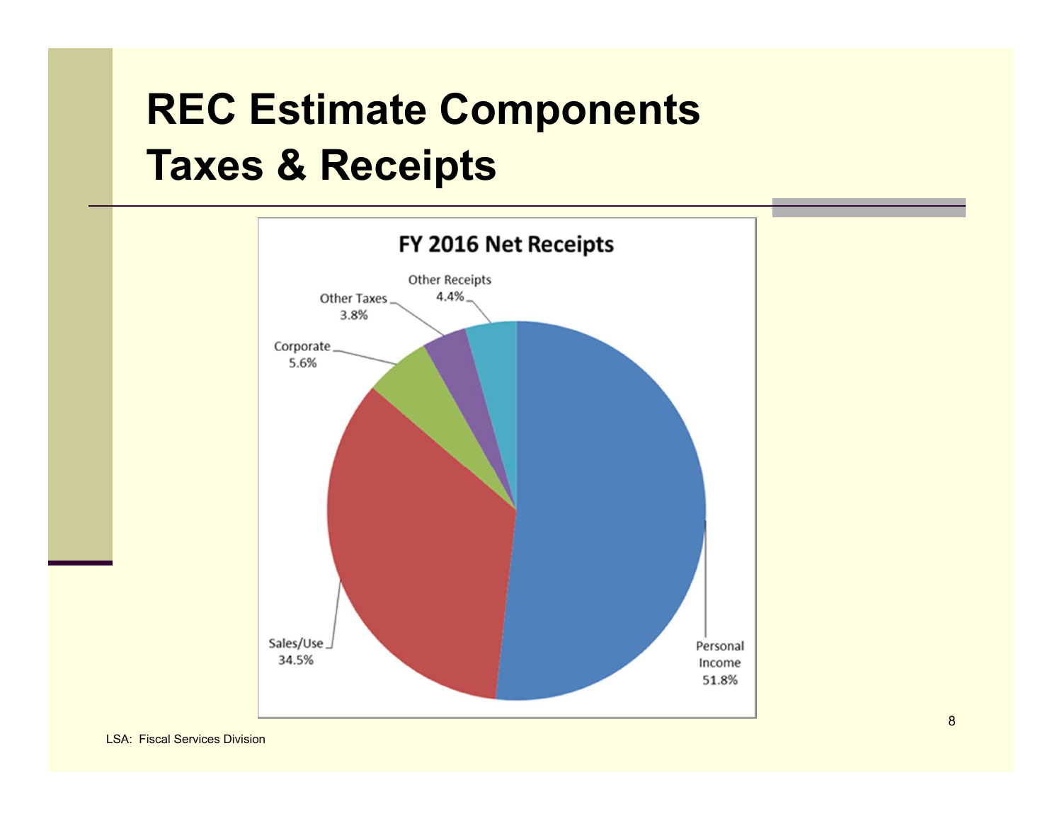# REC Estimate Components
# Taxes & Receipts

**FY 2016 Net Receipts**

| Category | Share |
|---|---|
| Personal Income | 51.8% |
| Sales/Use | 34.5% |
| Corporate | 5.6% |
| Other Taxes | 3.8% |
| Other Receipts | 4.4% |

LSA: Fiscal Services Division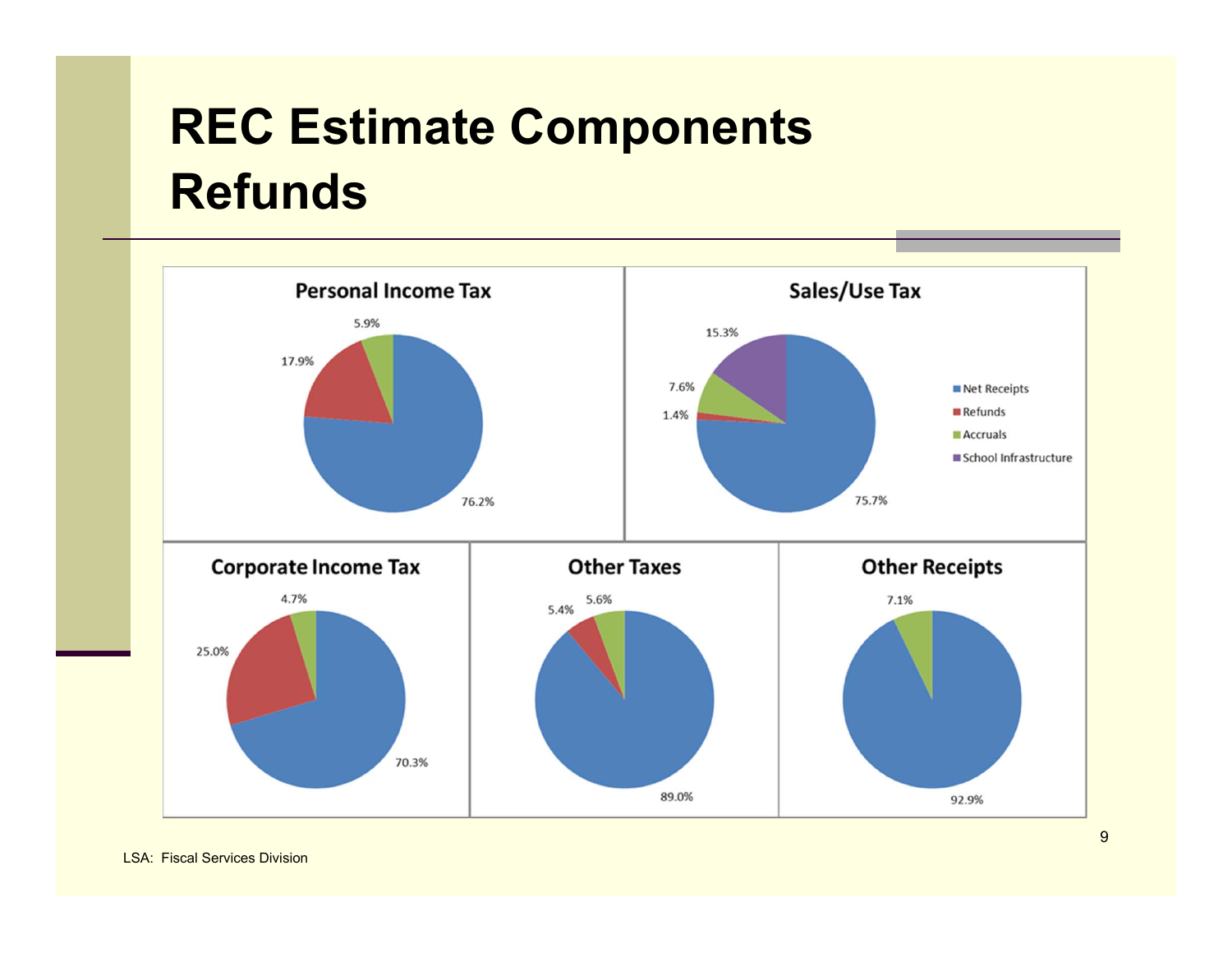# REC Estimate Components Refunds

### Personal Income Tax

- 76.2%
- 17.9%
- 5.9%

### Sales/Use Tax

- 75.7%
- 1.4%
- 7.6%
- 15.3%

Legend: Net Receipts, Refunds, Accruals, School Infrastructure

### Corporate Income Tax

- 70.3%
- 25.0%
- 4.7%

### Other Taxes

- 89.0%
- 5.4%
- 5.6%

### Other Receipts

- 92.9%
- 7.1%

LSA: Fiscal Services Division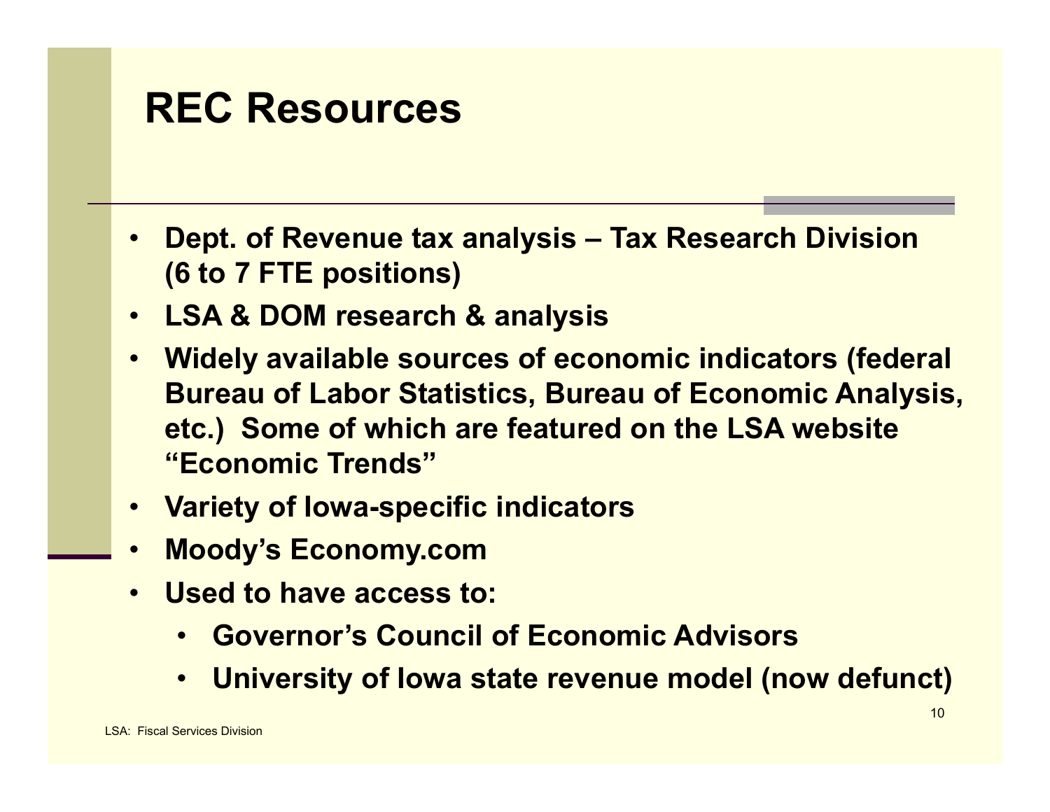# REC Resources

- Dept. of Revenue tax analysis – Tax Research Division (6 to 7 FTE positions)
- LSA & DOM research & analysis
- Widely available sources of economic indicators (federal Bureau of Labor Statistics, Bureau of Economic Analysis, etc.) Some of which are featured on the LSA website "Economic Trends"
- Variety of Iowa-specific indicators
- Moody's Economy.com
- Used to have access to:
  - Governor's Council of Economic Advisors
  - University of Iowa state revenue model (now defunct)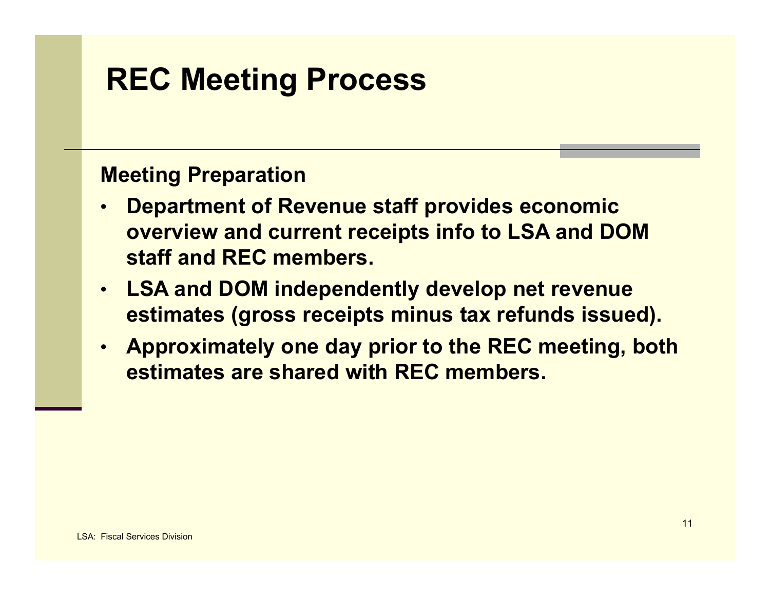# REC Meeting Process

## Meeting Preparation

- **Department of Revenue staff provides economic overview and current receipts info to LSA and DOM staff and REC members.**
- **LSA and DOM independently develop net revenue estimates (gross receipts minus tax refunds issued).**
- **Approximately one day prior to the REC meeting, both estimates are shared with REC members.**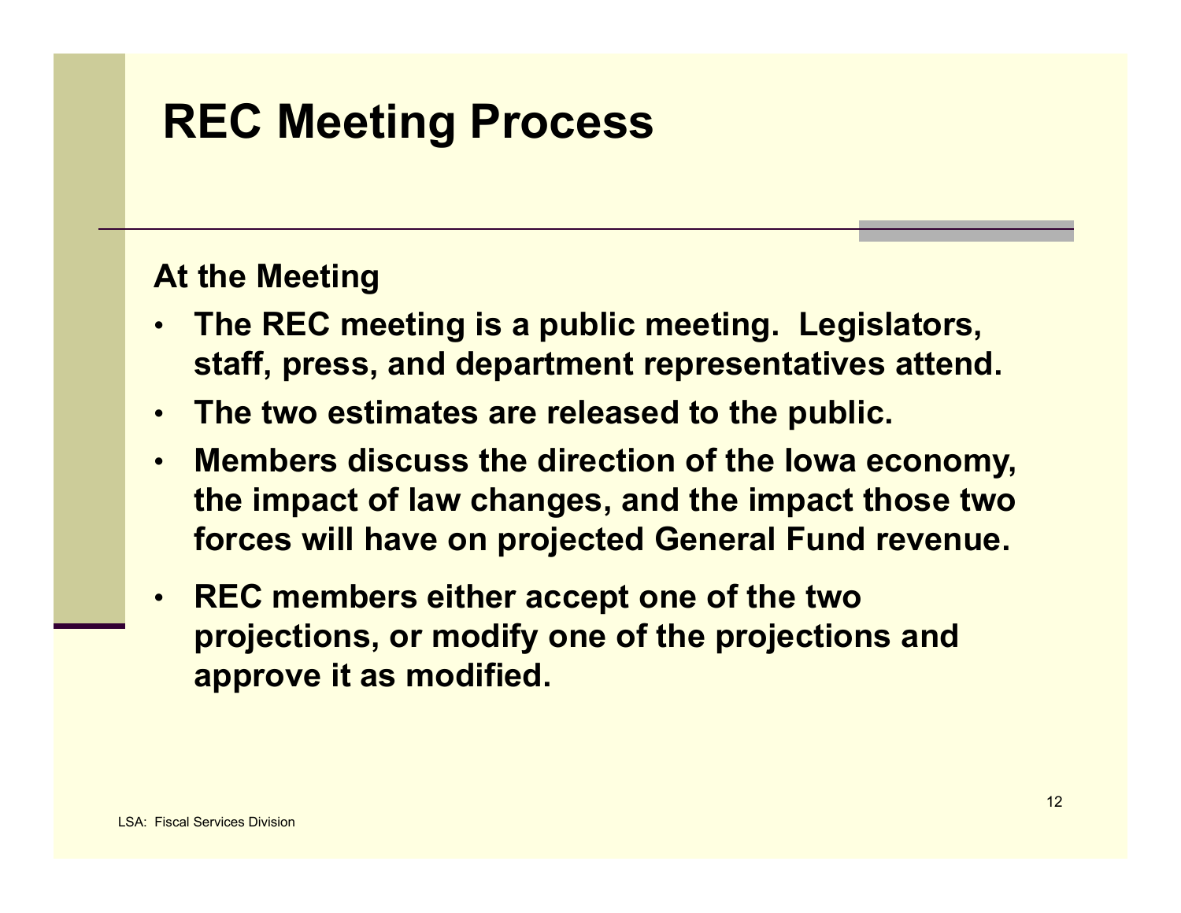# REC Meeting Process

**At the Meeting**

- **The REC meeting is a public meeting. Legislators, staff, press, and department representatives attend.**
- **The two estimates are released to the public.**
- **Members discuss the direction of the Iowa economy, the impact of law changes, and the impact those two forces will have on projected General Fund revenue.**
- **REC members either accept one of the two projections, or modify one of the projections and approve it as modified.**

LSA: Fiscal Services Division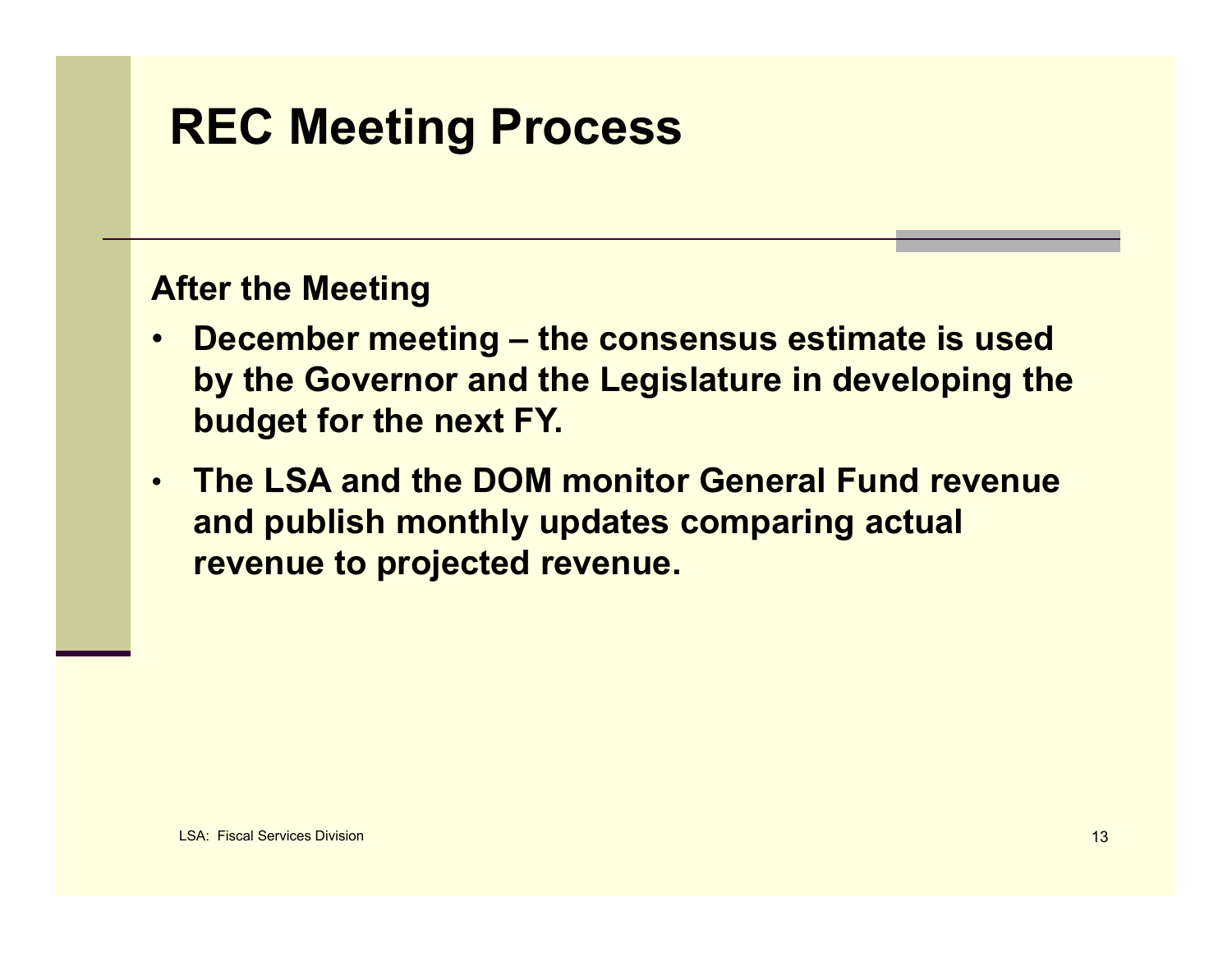# REC Meeting Process

**After the Meeting**

- **December meeting – the consensus estimate is used by the Governor and the Legislature in developing the budget for the next FY.**
- **The LSA and the DOM monitor General Fund revenue and publish monthly updates comparing actual revenue to projected revenue.**

LSA: Fiscal Services Division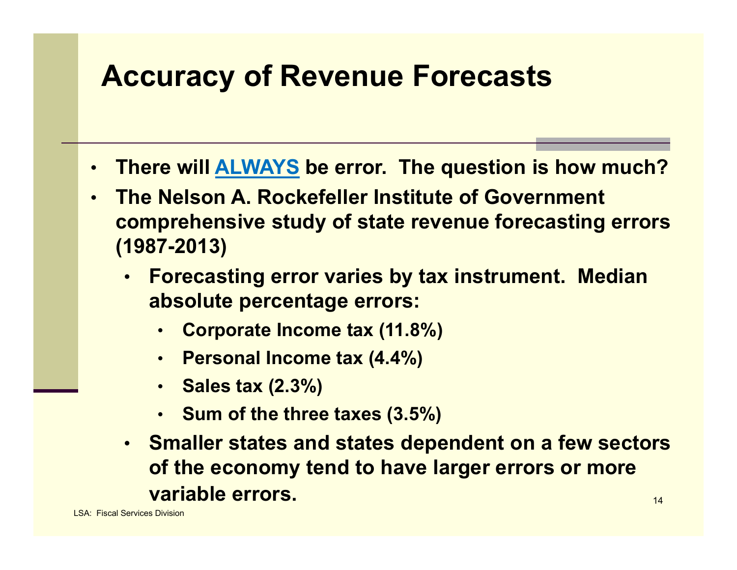# Accuracy of Revenue Forecasts

- There will **ALWAYS** be error. The question is how much?
- The Nelson A. Rockefeller Institute of Government comprehensive study of state revenue forecasting errors (1987-2013)
  - Forecasting error varies by tax instrument. Median absolute percentage errors:
    - Corporate Income tax (11.8%)
    - Personal Income tax (4.4%)
    - Sales tax (2.3%)
    - Sum of the three taxes (3.5%)
  - Smaller states and states dependent on a few sectors of the economy tend to have larger errors or more variable errors.

LSA: Fiscal Services Division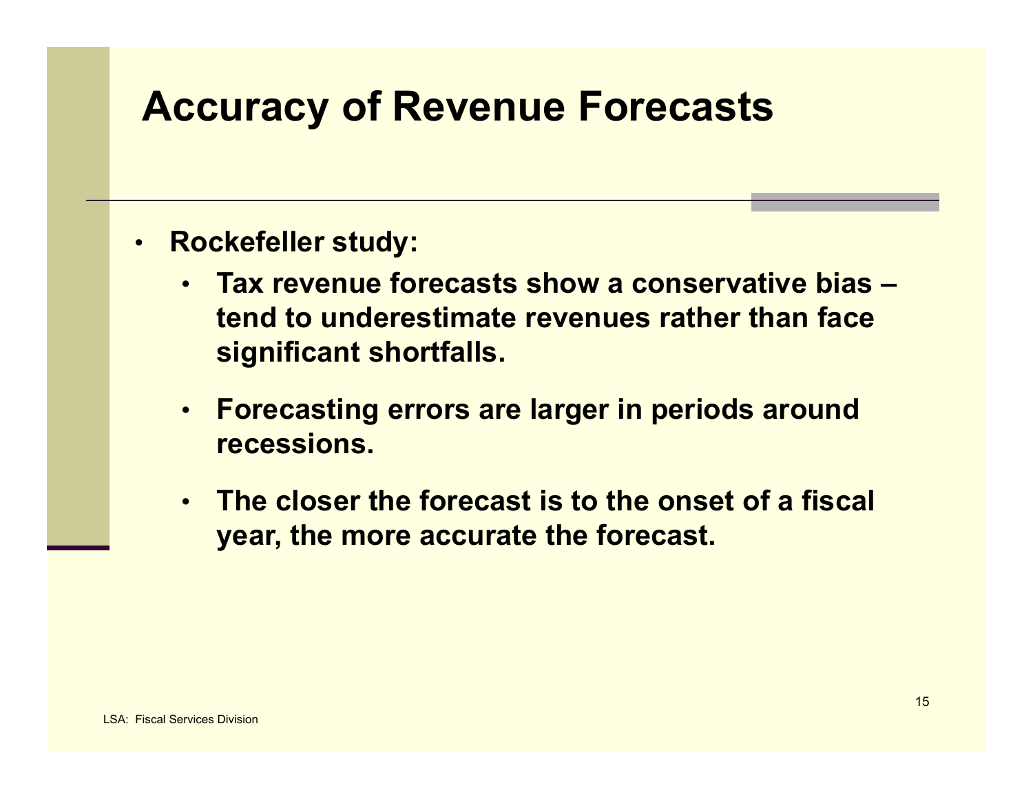# Accuracy of Revenue Forecasts

- **Rockefeller study:**
  - **Tax revenue forecasts show a conservative bias – tend to underestimate revenues rather than face significant shortfalls.**
  - **Forecasting errors are larger in periods around recessions.**
  - **The closer the forecast is to the onset of a fiscal year, the more accurate the forecast.**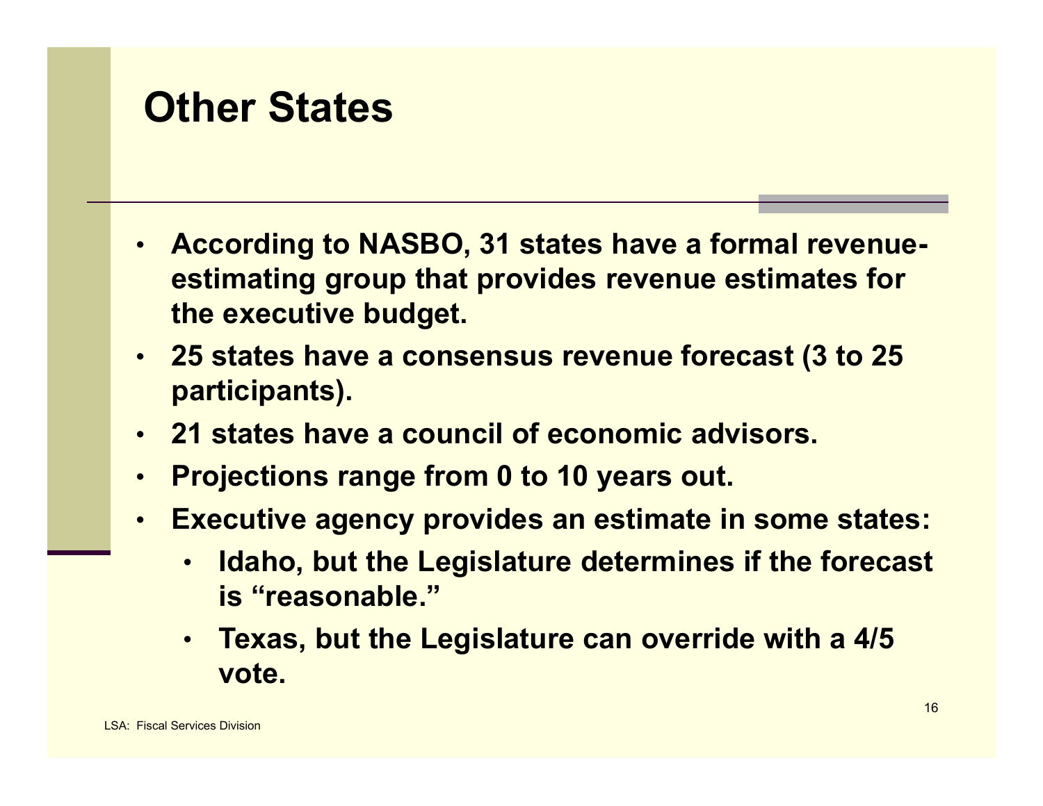# Other States

- According to NASBO, 31 states have a formal revenue-estimating group that provides revenue estimates for the executive budget.
- 25 states have a consensus revenue forecast (3 to 25 participants).
- 21 states have a council of economic advisors.
- Projections range from 0 to 10 years out.
- Executive agency provides an estimate in some states:
  - Idaho, but the Legislature determines if the forecast is "reasonable."
  - Texas, but the Legislature can override with a 4/5 vote.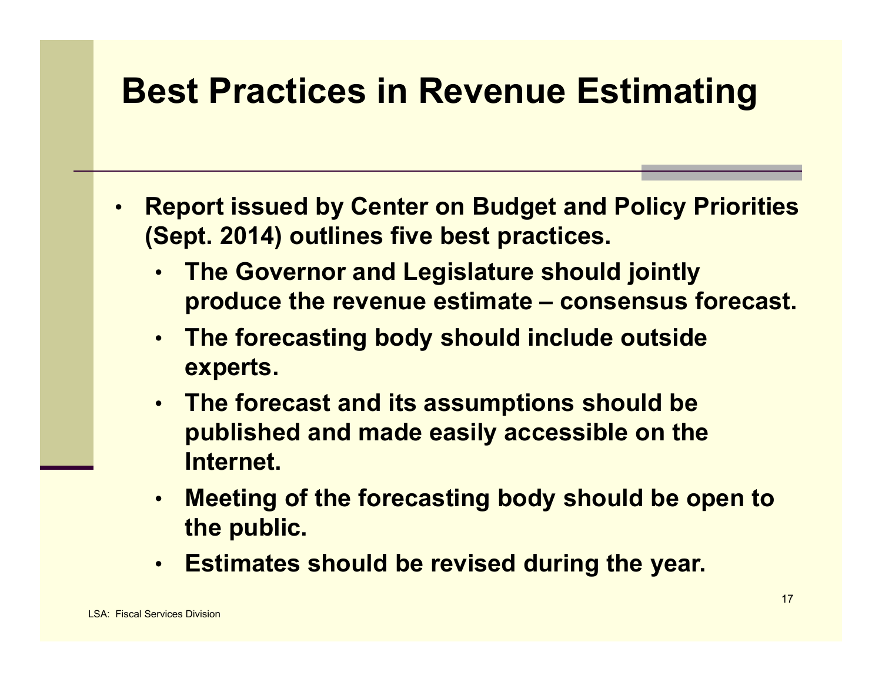# Best Practices in Revenue Estimating

- **Report issued by Center on Budget and Policy Priorities (Sept. 2014) outlines five best practices.**
  - **The Governor and Legislature should jointly produce the revenue estimate – consensus forecast.**
  - **The forecasting body should include outside experts.**
  - **The forecast and its assumptions should be published and made easily accessible on the Internet.**
  - **Meeting of the forecasting body should be open to the public.**
  - **Estimates should be revised during the year.**

LSA: Fiscal Services Division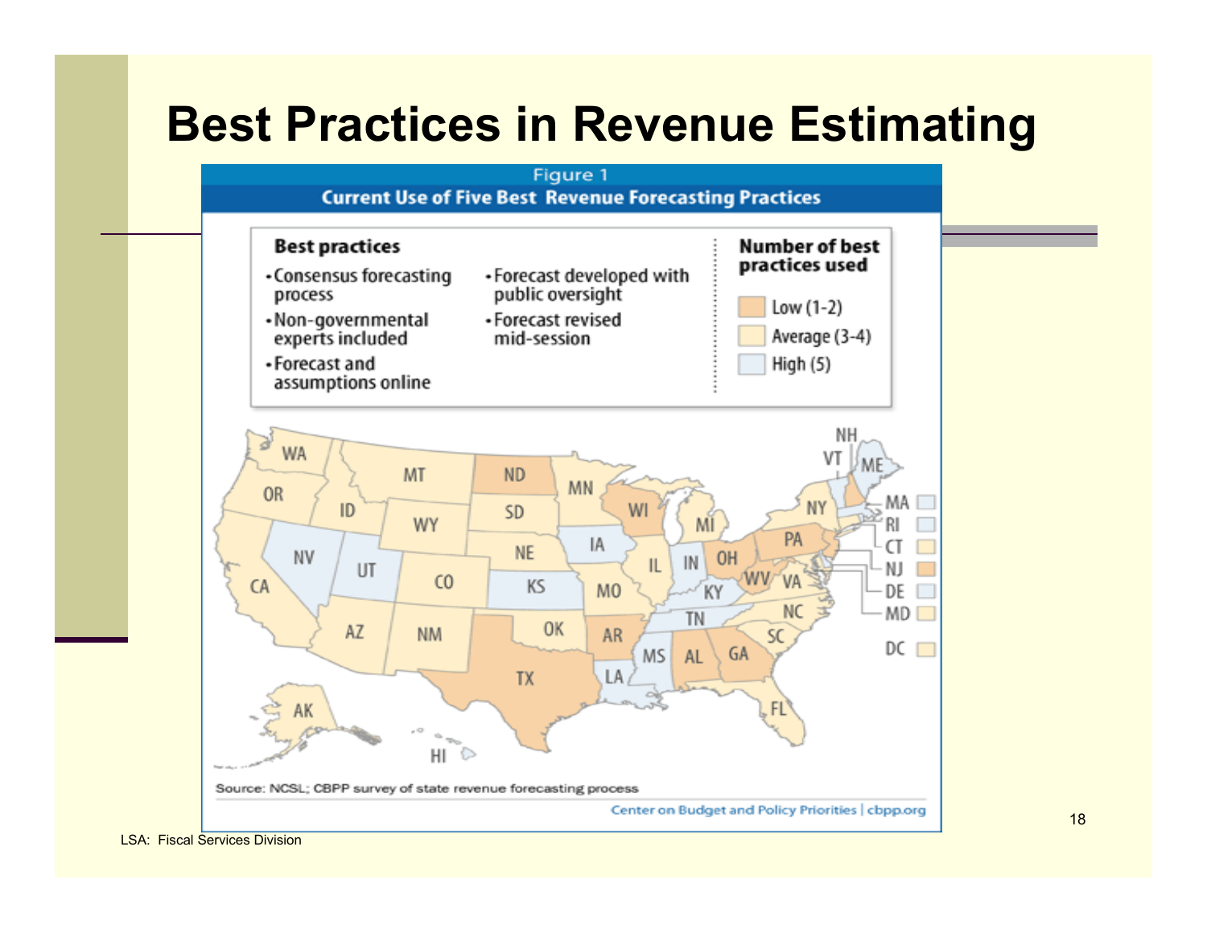# Best Practices in Revenue Estimating

Figure 1

**Current Use of Five Best Revenue Forecasting Practices**

**Best practices**

- Consensus forecasting process
- Non-governmental experts included
- Forecast and assumptions online
- Forecast developed with public oversight
- Forecast revised mid-session

**Number of best practices used**

- Low (1-2)
- Average (3-4)
- High (5)

Source: NCSL; CBPP survey of state revenue forecasting process

Center on Budget and Policy Priorities | cbpp.org

LSA: Fiscal Services Division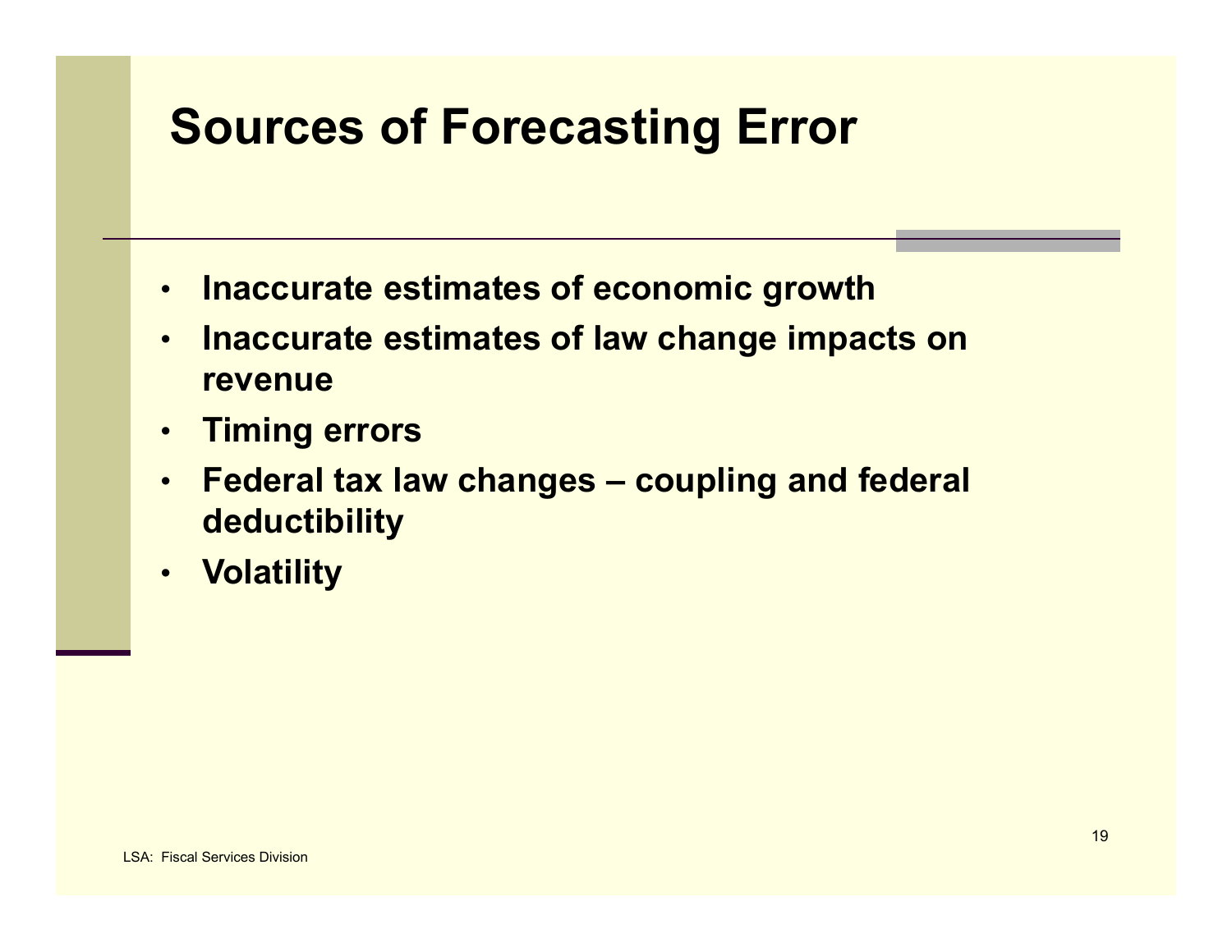# Sources of Forecasting Error

- **Inaccurate estimates of economic growth**
- **Inaccurate estimates of law change impacts on revenue**
- **Timing errors**
- **Federal tax law changes – coupling and federal deductibility**
- **Volatility**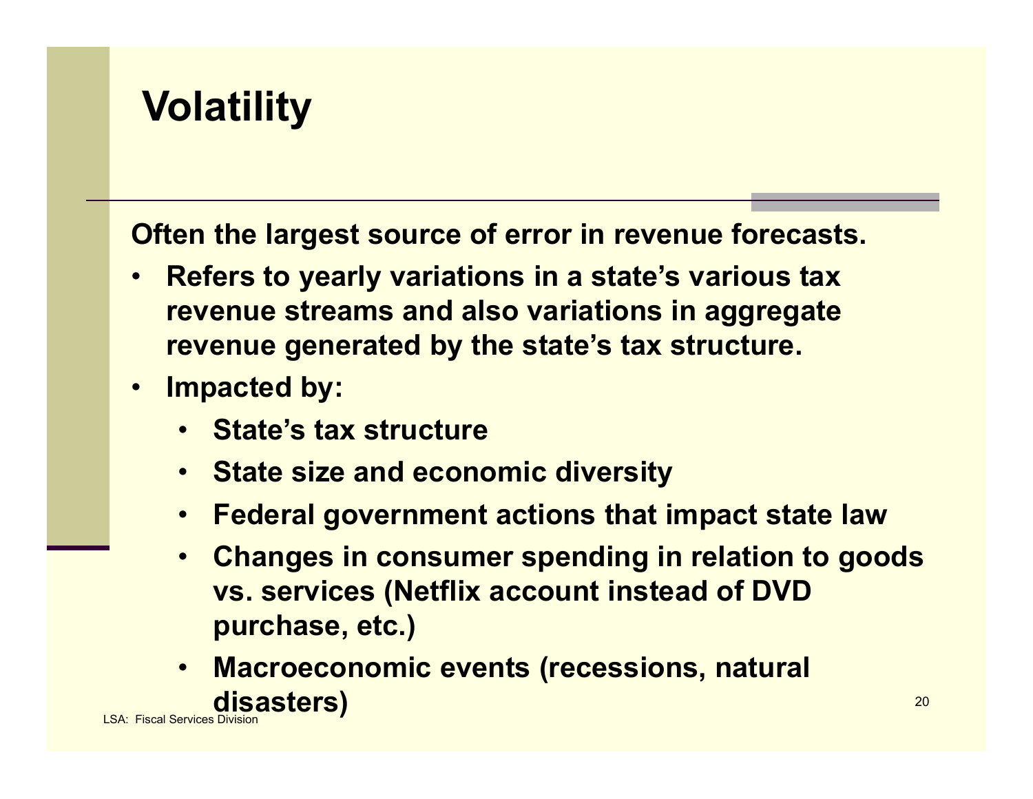# Volatility

**Often the largest source of error in revenue forecasts.**

- **Refers to yearly variations in a state's various tax revenue streams and also variations in aggregate revenue generated by the state's tax structure.**
- **Impacted by:**
  - **State's tax structure**
  - **State size and economic diversity**
  - **Federal government actions that impact state law**
  - **Changes in consumer spending in relation to goods vs. services (Netflix account instead of DVD purchase, etc.)**
  - **Macroeconomic events (recessions, natural disasters)**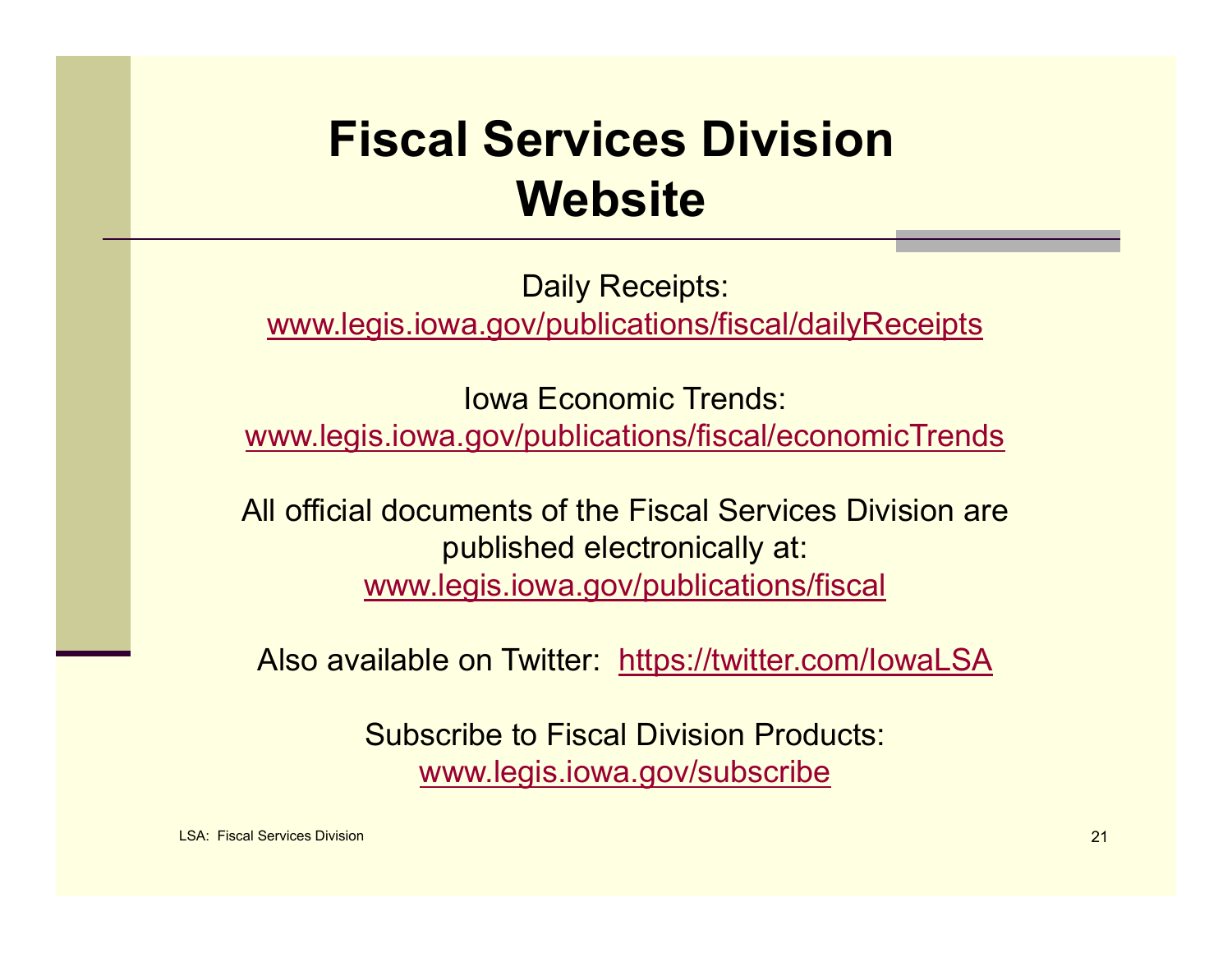# Fiscal Services Division Website

Daily Receipts:
www.legis.iowa.gov/publications/fiscal/dailyReceipts

Iowa Economic Trends:
www.legis.iowa.gov/publications/fiscal/economicTrends

All official documents of the Fiscal Services Division are published electronically at:
www.legis.iowa.gov/publications/fiscal

Also available on Twitter: https://twitter.com/IowaLSA

Subscribe to Fiscal Division Products:
www.legis.iowa.gov/subscribe